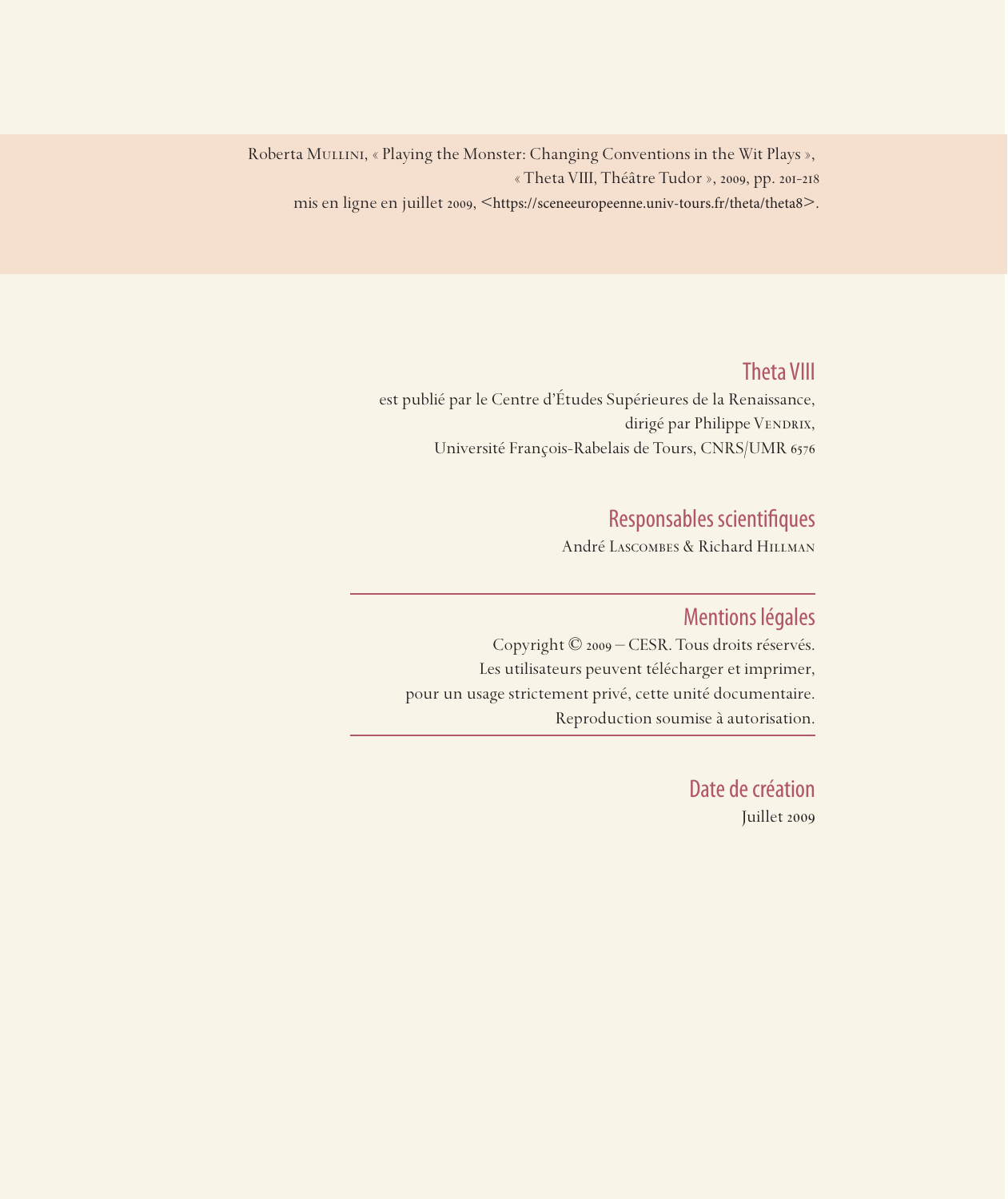Roberta Mullini, « Playing the Monster: Changing Conventions in the Wit Plays »,
« Theta VIII, Théâtre Tudor », 2009, pp. 201-218
mis en ligne en juillet 2009, <https://sceneeuropeenne.univ-tours.fr/theta/theta8>.

## Theta VIII

est publié par le Centre d'Études Supérieures de la Renaissance,
dirigé par Philippe Vendrix,
Université François-Rabelais de Tours, CNRS/UMR 6576

## Responsables scientifiques

André Lascombes & Richard Hillman

## Mentions légales

Copyright © 2009 – CESR. Tous droits réservés.
Les utilisateurs peuvent télécharger et imprimer,
pour un usage strictement privé, cette unité documentaire.
Reproduction soumise à autorisation.

## Date de création

Juillet 2009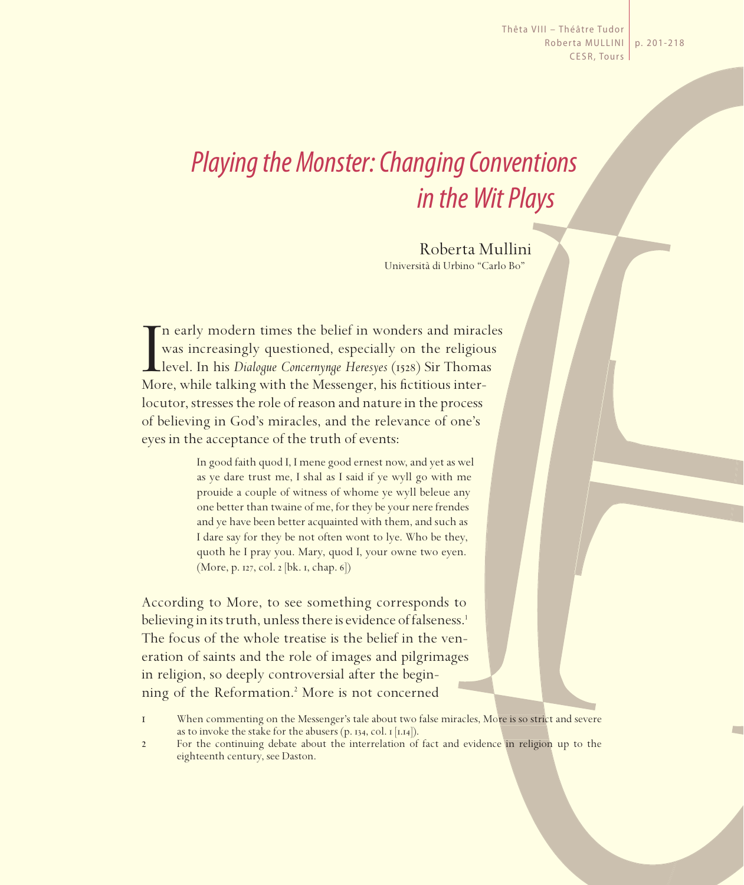# *Playing the Monster: Changing Conventions in the Wit Plays*

Roberta Mullini
Università di Urbino "Carlo Bo"

In early modern times the belief in wonders and miracles was increasingly questioned, especially on the religious level. In his *Dialogue Concernynge Heresyes* (1528) Sir Thomas More, while talking with the Messenger, his fictitious interlocutor, stresses the role of reason and nature in the process of believing in God's miracles, and the relevance of one's eyes in the acceptance of the truth of events:

> In good faith quod I, I mene good ernest now, and yet as wel as ye dare trust me, I shal as I said if ye wyll go with me prouide a couple of witness of whome ye wyll beleue any one better than twaine of me, for they be your nere frendes and ye have been better acquainted with them, and such as I dare say for they be not often wont to lye. Who be they, quoth he I pray you. Mary, quod I, your owne two eyen. (More, p. 127, col. 2 [bk. 1, chap. 6])

According to More, to see something corresponds to believing in its truth, unless there is evidence of falseness.[1] The focus of the whole treatise is the belief in the veneration of saints and the role of images and pilgrimages in religion, so deeply controversial after the beginning of the Reformation.[2] More is not concerned

1 When commenting on the Messenger's tale about two false miracles, More is so strict and severe as to invoke the stake for the abusers (p. 134, col. 1 [1.14]).

2 For the continuing debate about the interrelation of fact and evidence in religion up to the eighteenth century, see Daston.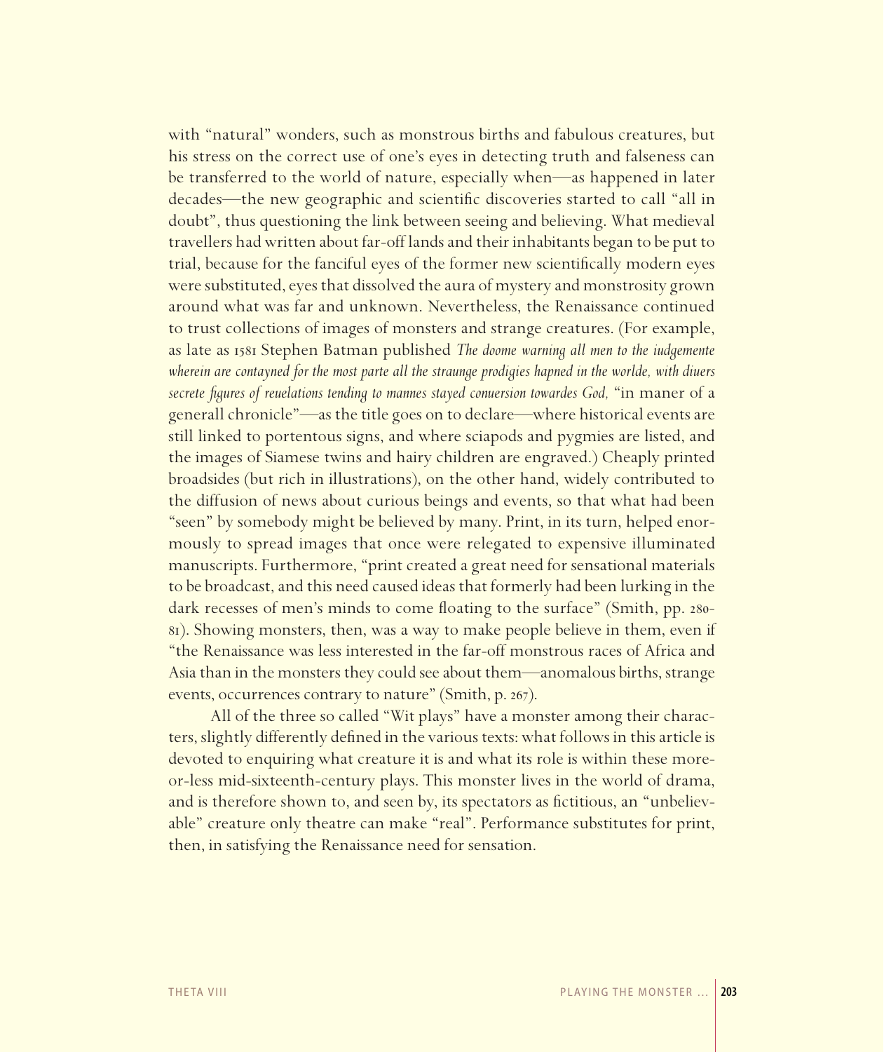with "natural" wonders, such as monstrous births and fabulous creatures, but his stress on the correct use of one's eyes in detecting truth and falseness can be transferred to the world of nature, especially when—as happened in later decades—the new geographic and scientific discoveries started to call "all in doubt", thus questioning the link between seeing and believing. What medieval travellers had written about far-off lands and their inhabitants began to be put to trial, because for the fanciful eyes of the former new scientifically modern eyes were substituted, eyes that dissolved the aura of mystery and monstrosity grown around what was far and unknown. Nevertheless, the Renaissance continued to trust collections of images of monsters and strange creatures. (For example, as late as 1581 Stephen Batman published *The doome warning all men to the iudgemente wherein are contayned for the most parte all the straunge prodigies hapned in the worlde, with diuers secrete figures of reuelations tending to mannes stayed conuersion towardes God,* "in maner of a generall chronicle"—as the title goes on to declare—where historical events are still linked to portentous signs, and where sciapods and pygmies are listed, and the images of Siamese twins and hairy children are engraved.) Cheaply printed broadsides (but rich in illustrations), on the other hand, widely contributed to the diffusion of news about curious beings and events, so that what had been "seen" by somebody might be believed by many. Print, in its turn, helped enormously to spread images that once were relegated to expensive illuminated manuscripts. Furthermore, "print created a great need for sensational materials to be broadcast, and this need caused ideas that formerly had been lurking in the dark recesses of men's minds to come floating to the surface" (Smith, pp. 280-81). Showing monsters, then, was a way to make people believe in them, even if "the Renaissance was less interested in the far-off monstrous races of Africa and Asia than in the monsters they could see about them—anomalous births, strange events, occurrences contrary to nature" (Smith, p. 267).

All of the three so called "Wit plays" have a monster among their characters, slightly differently defined in the various texts: what follows in this article is devoted to enquiring what creature it is and what its role is within these more-or-less mid-sixteenth-century plays. This monster lives in the world of drama, and is therefore shown to, and seen by, its spectators as fictitious, an "unbelievable" creature only theatre can make "real". Performance substitutes for print, then, in satisfying the Renaissance need for sensation.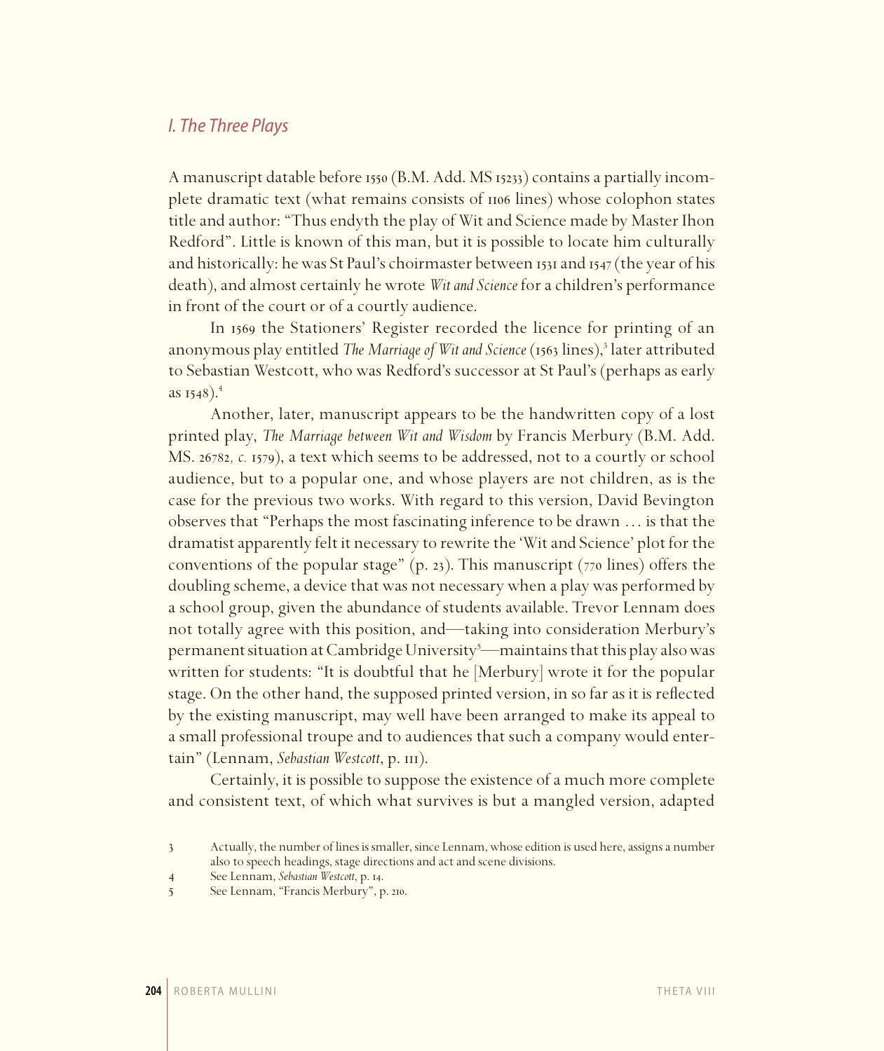## *I. The Three Plays*

A manuscript datable before 1550 (B.M. Add. MS 15233) contains a partially incomplete dramatic text (what remains consists of 1106 lines) whose colophon states title and author: "Thus endyth the play of Wit and Science made by Master Ihon Redford". Little is known of this man, but it is possible to locate him culturally and historically: he was St Paul's choirmaster between 1531 and 1547 (the year of his death), and almost certainly he wrote *Wit and Science* for a children's performance in front of the court or of a courtly audience.

In 1569 the Stationers' Register recorded the licence for printing of an anonymous play entitled *The Marriage of Wit and Science* (1563 lines),[3] later attributed to Sebastian Westcott, who was Redford's successor at St Paul's (perhaps as early as 1548).[4]

Another, later, manuscript appears to be the handwritten copy of a lost printed play, *The Marriage between Wit and Wisdom* by Francis Merbury (B.M. Add. MS. 26782*, c.* 1579), a text which seems to be addressed, not to a courtly or school audience, but to a popular one, and whose players are not children, as is the case for the previous two works. With regard to this version, David Bevington observes that "Perhaps the most fascinating inference to be drawn … is that the dramatist apparently felt it necessary to rewrite the 'Wit and Science' plot for the conventions of the popular stage" (p. 23). This manuscript (770 lines) offers the doubling scheme, a device that was not necessary when a play was performed by a school group, given the abundance of students available. Trevor Lennam does not totally agree with this position, and—taking into consideration Merbury's permanent situation at Cambridge University[5]—maintains that this play also was written for students: "It is doubtful that he [Merbury] wrote it for the popular stage. On the other hand, the supposed printed version, in so far as it is reflected by the existing manuscript, may well have been arranged to make its appeal to a small professional troupe and to audiences that such a company would entertain" (Lennam, *Sebastian Westcott*, p. 111).

Certainly, it is possible to suppose the existence of a much more complete and consistent text, of which what survives is but a mangled version, adapted

3 Actually, the number of lines is smaller, since Lennam, whose edition is used here, assigns a number also to speech headings, stage directions and act and scene divisions.

4 See Lennam, *Sebastian Westcott*, p. 14.

5 See Lennam, "Francis Merbury", p. 210.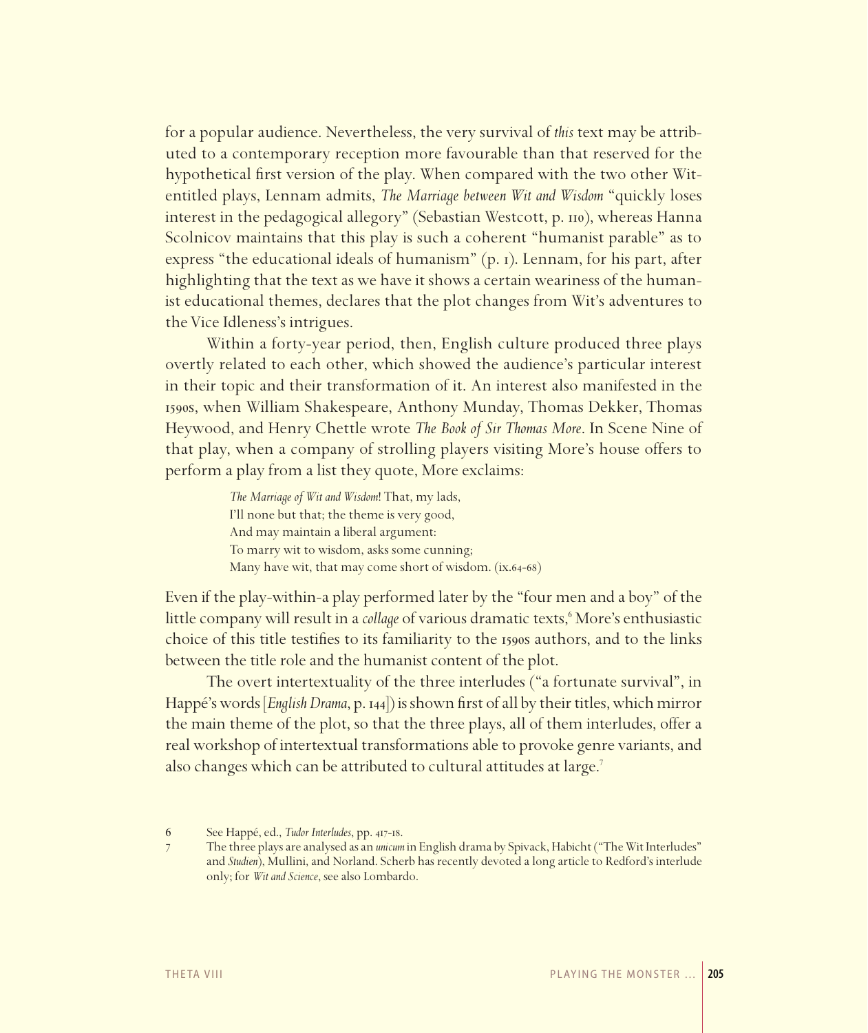for a popular audience. Nevertheless, the very survival of *this* text may be attributed to a contemporary reception more favourable than that reserved for the hypothetical first version of the play. When compared with the two other Wit-entitled plays, Lennam admits, *The Marriage between Wit and Wisdom* "quickly loses interest in the pedagogical allegory" (Sebastian Westcott, p. 110), whereas Hanna Scolnicov maintains that this play is such a coherent "humanist parable" as to express "the educational ideals of humanism" (p. 1). Lennam, for his part, after highlighting that the text as we have it shows a certain weariness of the humanist educational themes, declares that the plot changes from Wit's adventures to the Vice Idleness's intrigues.

Within a forty-year period, then, English culture produced three plays overtly related to each other, which showed the audience's particular interest in their topic and their transformation of it. An interest also manifested in the 1590s, when William Shakespeare, Anthony Munday, Thomas Dekker, Thomas Heywood, and Henry Chettle wrote *The Book of Sir Thomas More*. In Scene Nine of that play, when a company of strolling players visiting More's house offers to perform a play from a list they quote, More exclaims:

> *The Marriage of Wit and Wisdom*! That, my lads,
> I'll none but that; the theme is very good,
> And may maintain a liberal argument:
> To marry wit to wisdom, asks some cunning;
> Many have wit, that may come short of wisdom. (ix.64-68)

Even if the play-within-a play performed later by the "four men and a boy" of the little company will result in a *collage* of various dramatic texts,[6] More's enthusiastic choice of this title testifies to its familiarity to the 1590s authors, and to the links between the title role and the humanist content of the plot.

The overt intertextuality of the three interludes ("a fortunate survival", in Happé's words [*English Drama*, p. 144]) is shown first of all by their titles, which mirror the main theme of the plot, so that the three plays, all of them interludes, offer a real workshop of intertextual transformations able to provoke genre variants, and also changes which can be attributed to cultural attitudes at large.[7]

6 See Happé, ed., *Tudor Interludes*, pp. 417-18.

7 The three plays are analysed as an *unicum* in English drama by Spivack, Habicht ("The Wit Interludes" and *Studien*), Mullini, and Norland. Scherb has recently devoted a long article to Redford's interlude only; for *Wit and Science*, see also Lombardo.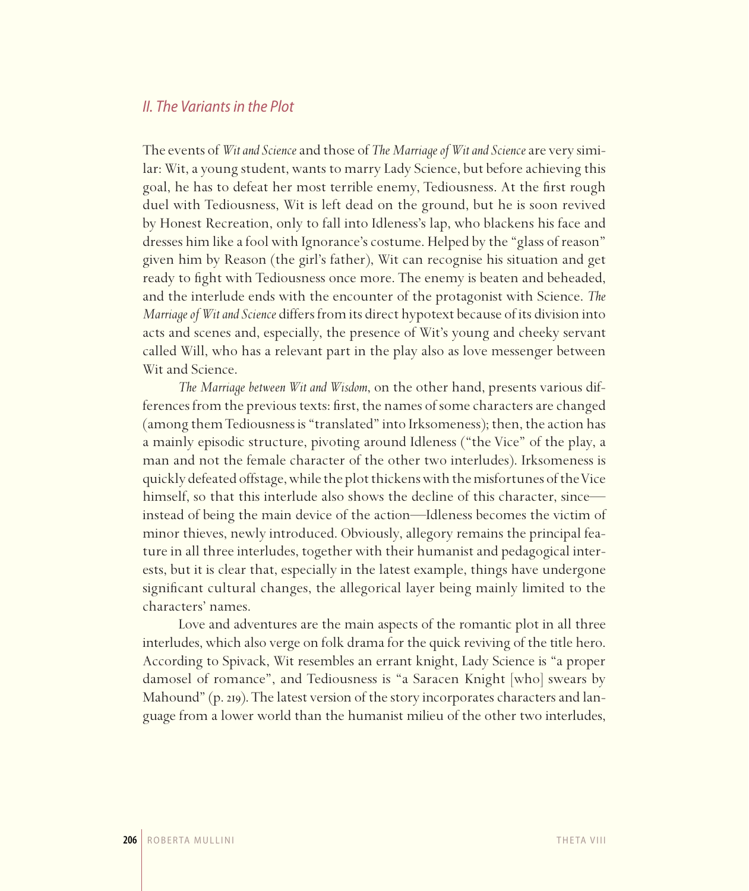## *II. The Variants in the Plot*

The events of *Wit and Science* and those of *The Marriage of Wit and Science* are very similar: Wit, a young student, wants to marry Lady Science, but before achieving this goal, he has to defeat her most terrible enemy, Tediousness. At the first rough duel with Tediousness, Wit is left dead on the ground, but he is soon revived by Honest Recreation, only to fall into Idleness's lap, who blackens his face and dresses him like a fool with Ignorance's costume. Helped by the "glass of reason" given him by Reason (the girl's father), Wit can recognise his situation and get ready to fight with Tediousness once more. The enemy is beaten and beheaded, and the interlude ends with the encounter of the protagonist with Science. *The Marriage of Wit and Science* differs from its direct hypotext because of its division into acts and scenes and, especially, the presence of Wit's young and cheeky servant called Will, who has a relevant part in the play also as love messenger between Wit and Science.

*The Marriage between Wit and Wisdom*, on the other hand, presents various differences from the previous texts: first, the names of some characters are changed (among them Tediousness is "translated" into Irksomeness); then, the action has a mainly episodic structure, pivoting around Idleness ("the Vice" of the play, a man and not the female character of the other two interludes). Irksomeness is quickly defeated offstage, while the plot thickens with the misfortunes of the Vice himself, so that this interlude also shows the decline of this character, since—instead of being the main device of the action—Idleness becomes the victim of minor thieves, newly introduced. Obviously, allegory remains the principal feature in all three interludes, together with their humanist and pedagogical interests, but it is clear that, especially in the latest example, things have undergone significant cultural changes, the allegorical layer being mainly limited to the characters' names.

Love and adventures are the main aspects of the romantic plot in all three interludes, which also verge on folk drama for the quick reviving of the title hero. According to Spivack, Wit resembles an errant knight, Lady Science is "a proper damosel of romance", and Tediousness is "a Saracen Knight [who] swears by Mahound" (p. 219). The latest version of the story incorporates characters and language from a lower world than the humanist milieu of the other two interludes,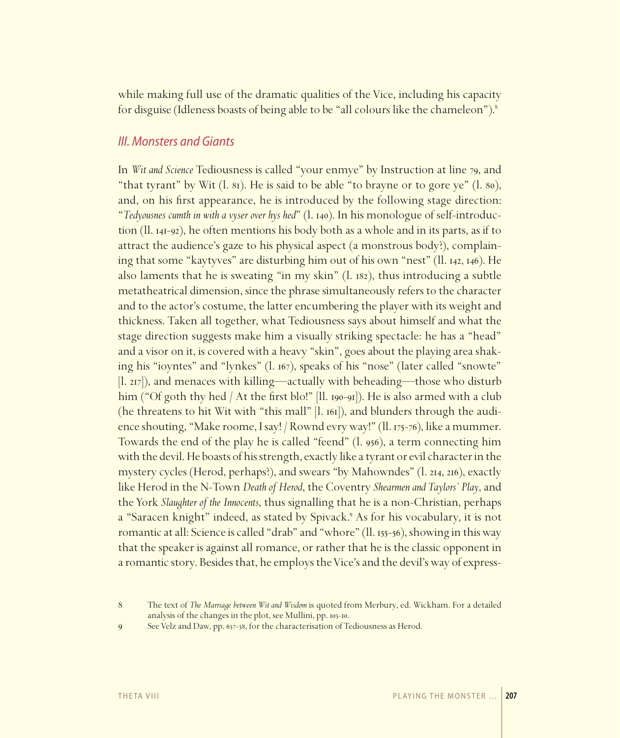while making full use of the dramatic qualities of the Vice, including his capacity for disguise (Idleness boasts of being able to be "all colours like the chameleon").[8]

## *III. Monsters and Giants*

In *Wit and Science* Tediousness is called "your enmye" by Instruction at line 79, and "that tyrant" by Wit (l. 81). He is said to be able "to brayne or to gore ye" (l. 80), and, on his first appearance, he is introduced by the following stage direction: "*Tedyousnes cumth in with a vyser over hys hed*" (l. 140). In his monologue of self-introduction (ll. 141-92), he often mentions his body both as a whole and in its parts, as if to attract the audience's gaze to his physical aspect (a monstrous body?), complaining that some "kaytyves" are disturbing him out of his own "nest" (ll. 142, 146). He also laments that he is sweating "in my skin" (l. 182), thus introducing a subtle metatheatrical dimension, since the phrase simultaneously refers to the character and to the actor's costume, the latter encumbering the player with its weight and thickness. Taken all together, what Tediousness says about himself and what the stage direction suggests make him a visually striking spectacle: he has a "head" and a visor on it, is covered with a heavy "skin", goes about the playing area shaking his "ioyntes" and "lynkes" (l. 167), speaks of his "nose" (later called "snowte" [l. 217]), and menaces with killing—actually with beheading—those who disturb him ("Of goth thy hed / At the first blo!" [ll. 190-91]). He is also armed with a club (he threatens to hit Wit with "this mall" [l. 161]), and blunders through the audience shouting, "Make roome, I say! / Rownd evry way!" (ll. 175-76), like a mummer. Towards the end of the play he is called "feend" (l. 956), a term connecting him with the devil. He boasts of his strength, exactly like a tyrant or evil character in the mystery cycles (Herod, perhaps?), and swears "by Mahowndes" (l. 214, 216), exactly like Herod in the N-Town *Death of Herod*, the Coventry *Shearmen and Taylors' Play*, and the York *Slaughter of the Innocents*, thus signalling that he is a non-Christian, perhaps a "Saracen knight" indeed, as stated by Spivack.[9] As for his vocabulary, it is not romantic at all: Science is called "drab" and "whore" (ll. 155-56), showing in this way that the speaker is against all romance, or rather that he is the classic opponent in a romantic story. Besides that, he employs the Vice's and the devil's way of express-

8 The text of *The Marriage between Wit and Wisdom* is quoted from Merbury, ed. Wickham. For a detailed analysis of the changes in the plot, see Mullini, pp. 103-10.

9 See Velz and Daw, pp. 637-38, for the characterisation of Tediousness as Herod.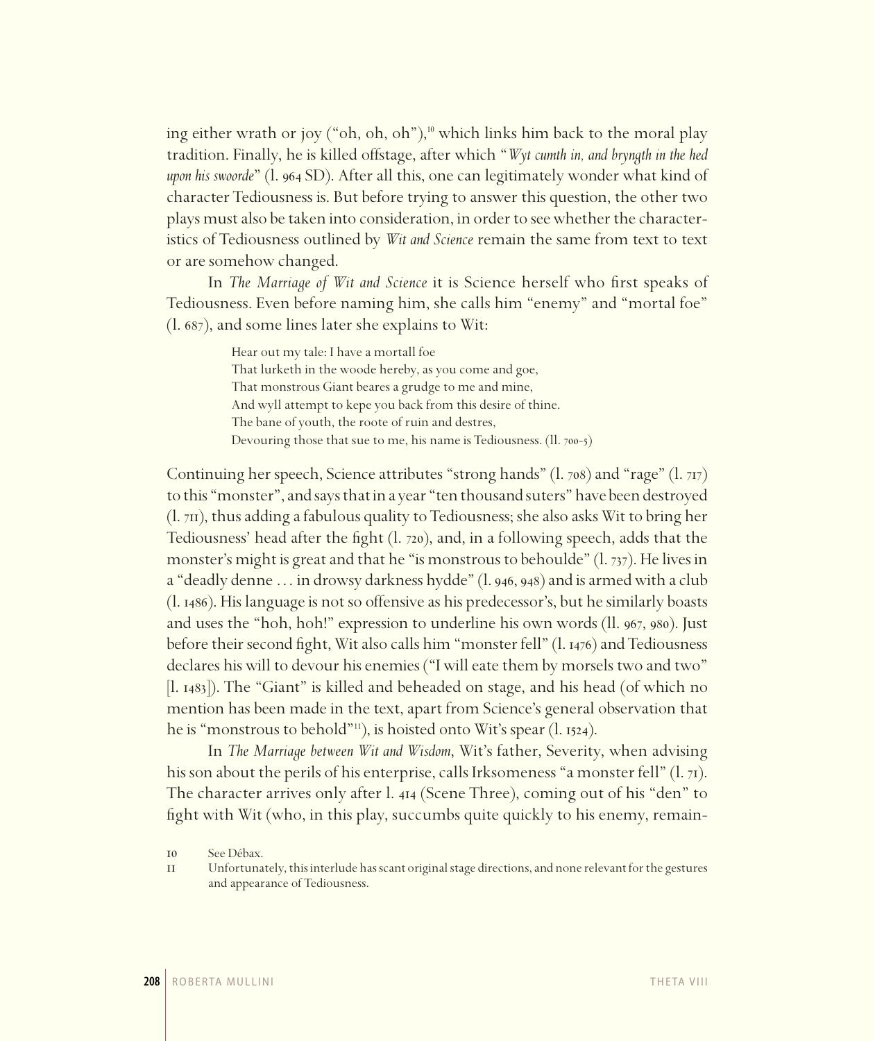ing either wrath or joy ("oh, oh, oh"),[10] which links him back to the moral play tradition. Finally, he is killed offstage, after which "*Wyt cumth in, and bryngth in the hed upon his swoorde*" (l. 964 SD). After all this, one can legitimately wonder what kind of character Tediousness is. But before trying to answer this question, the other two plays must also be taken into consideration, in order to see whether the characteristics of Tediousness outlined by *Wit and Science* remain the same from text to text or are somehow changed.

In *The Marriage of Wit and Science* it is Science herself who first speaks of Tediousness. Even before naming him, she calls him "enemy" and "mortal foe" (l. 687), and some lines later she explains to Wit:

> Hear out my tale: I have a mortall foe
> That lurketh in the woode hereby, as you come and goe,
> That monstrous Giant beares a grudge to me and mine,
> And wyll attempt to kepe you back from this desire of thine.
> The bane of youth, the roote of ruin and destres,
> Devouring those that sue to me, his name is Tediousness. (ll. 700-5)

Continuing her speech, Science attributes "strong hands" (l. 708) and "rage" (l. 717) to this "monster", and says that in a year "ten thousand suters" have been destroyed (l. 711), thus adding a fabulous quality to Tediousness; she also asks Wit to bring her Tediousness' head after the fight (l. 720), and, in a following speech, adds that the monster's might is great and that he "is monstrous to behoulde" (l. 737). He lives in a "deadly denne ... in drowsy darkness hydde" (l. 946, 948) and is armed with a club (l. 1486). His language is not so offensive as his predecessor's, but he similarly boasts and uses the "hoh, hoh!" expression to underline his own words (ll. 967, 980). Just before their second fight, Wit also calls him "monster fell" (l. 1476) and Tediousness declares his will to devour his enemies ("I will eate them by morsels two and two" [l. 1483]). The "Giant" is killed and beheaded on stage, and his head (of which no mention has been made in the text, apart from Science's general observation that he is "monstrous to behold"[11]), is hoisted onto Wit's spear (l. 1524).

In *The Marriage between Wit and Wisdom*, Wit's father, Severity, when advising his son about the perils of his enterprise, calls Irksomeness "a monster fell" (l. 71). The character arrives only after l. 414 (Scene Three), coming out of his "den" to fight with Wit (who, in this play, succumbs quite quickly to his enemy, remain-

10 See Débax.

11 Unfortunately, this interlude has scant original stage directions, and none relevant for the gestures and appearance of Tediousness.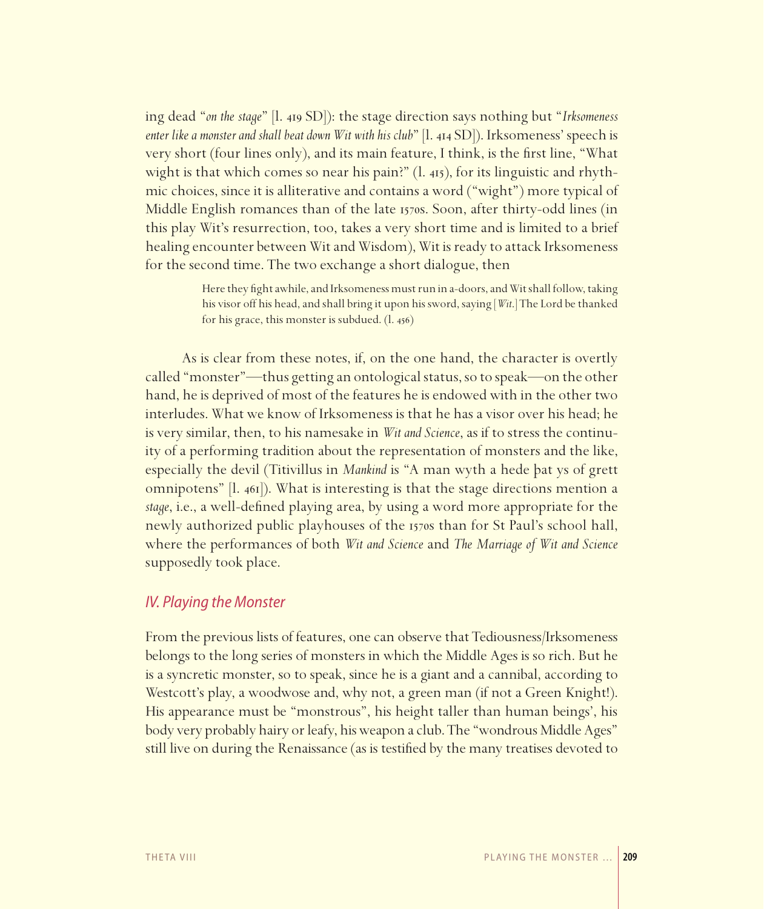ing dead "*on the stage*" [l. 419 SD]): the stage direction says nothing but "*Irksomeness enter like a monster and shall beat down Wit with his club*" [l. 414 SD]). Irksomeness' speech is very short (four lines only), and its main feature, I think, is the first line, "What wight is that which comes so near his pain?" (l. 415), for its linguistic and rhythmic choices, since it is alliterative and contains a word ("wight") more typical of Middle English romances than of the late 1570s. Soon, after thirty-odd lines (in this play Wit's resurrection, too, takes a very short time and is limited to a brief healing encounter between Wit and Wisdom), Wit is ready to attack Irksomeness for the second time. The two exchange a short dialogue, then

> Here they fight awhile, and Irksomeness must run in a-doors, and Wit shall follow, taking his visor off his head, and shall bring it upon his sword, saying [*Wit.*] The Lord be thanked for his grace, this monster is subdued. (l. 456)

As is clear from these notes, if, on the one hand, the character is overtly called "monster"—thus getting an ontological status, so to speak—on the other hand, he is deprived of most of the features he is endowed with in the other two interludes. What we know of Irksomeness is that he has a visor over his head; he is very similar, then, to his namesake in *Wit and Science*, as if to stress the continuity of a performing tradition about the representation of monsters and the like, especially the devil (Titivillus in *Mankind* is "A man wyth a hede þat ys of grett omnipotens" [l. 461]). What is interesting is that the stage directions mention a *stage*, i.e., a well-defined playing area, by using a word more appropriate for the newly authorized public playhouses of the 1570s than for St Paul's school hall, where the performances of both *Wit and Science* and *The Marriage of Wit and Science* supposedly took place.

## IV. Playing the Monster

From the previous lists of features, one can observe that Tediousness/Irksomeness belongs to the long series of monsters in which the Middle Ages is so rich. But he is a syncretic monster, so to speak, since he is a giant and a cannibal, according to Westcott's play, a woodwose and, why not, a green man (if not a Green Knight!). His appearance must be "monstrous", his height taller than human beings', his body very probably hairy or leafy, his weapon a club. The "wondrous Middle Ages" still live on during the Renaissance (as is testified by the many treatises devoted to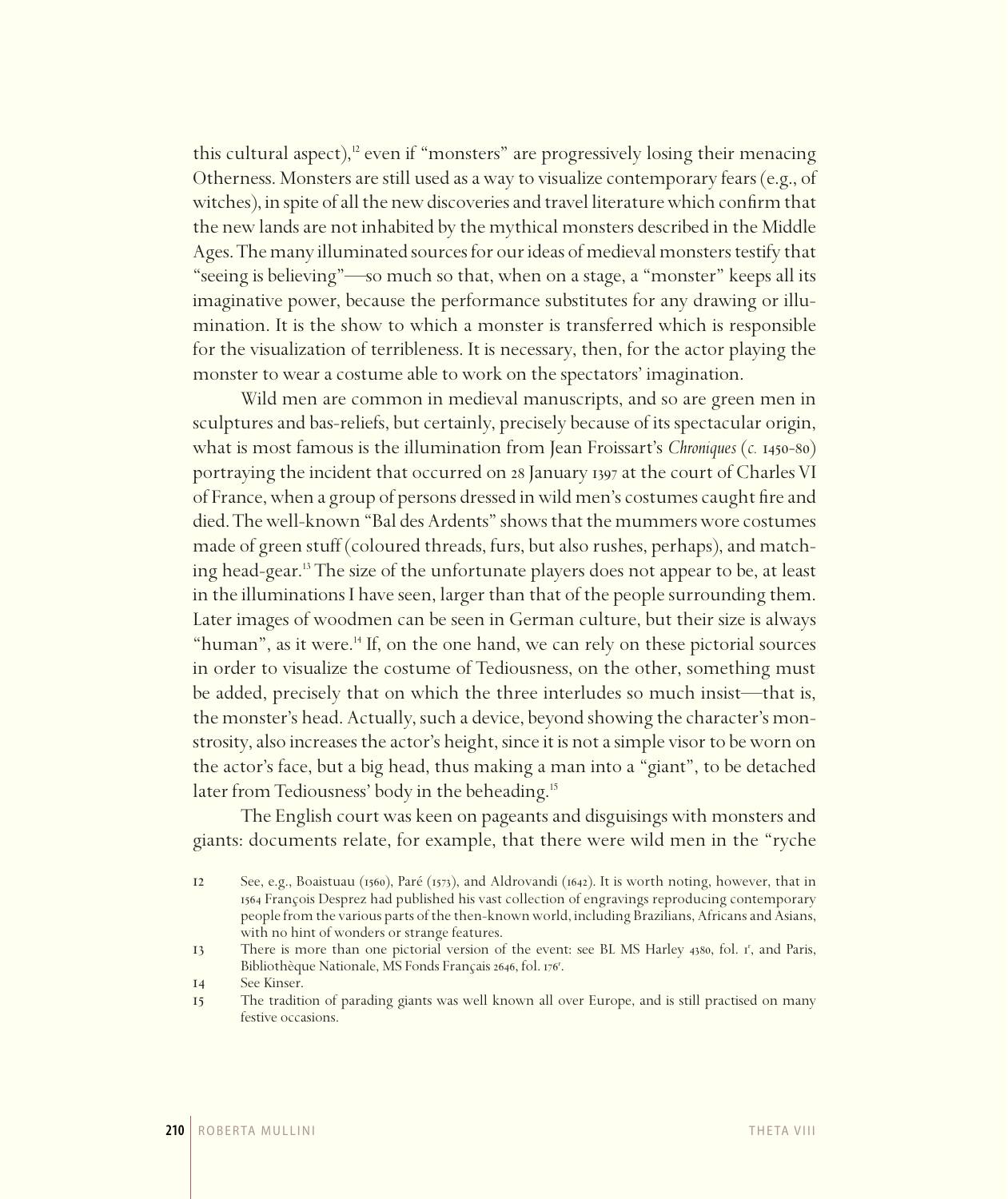this cultural aspect),[12] even if "monsters" are progressively losing their menacing Otherness. Monsters are still used as a way to visualize contemporary fears (e.g., of witches), in spite of all the new discoveries and travel literature which confirm that the new lands are not inhabited by the mythical monsters described in the Middle Ages. The many illuminated sources for our ideas of medieval monsters testify that "seeing is believing"—so much so that, when on a stage, a "monster" keeps all its imaginative power, because the performance substitutes for any drawing or illumination. It is the show to which a monster is transferred which is responsible for the visualization of terribleness. It is necessary, then, for the actor playing the monster to wear a costume able to work on the spectators' imagination.

Wild men are common in medieval manuscripts, and so are green men in sculptures and bas-reliefs, but certainly, precisely because of its spectacular origin, what is most famous is the illumination from Jean Froissart's *Chroniques* (*c.* 1450–80) portraying the incident that occurred on 28 January 1397 at the court of Charles VI of France, when a group of persons dressed in wild men's costumes caught fire and died. The well-known "Bal des Ardents" shows that the mummers wore costumes made of green stuff (coloured threads, furs, but also rushes, perhaps), and matching head-gear.[13] The size of the unfortunate players does not appear to be, at least in the illuminations I have seen, larger than that of the people surrounding them. Later images of woodmen can be seen in German culture, but their size is always "human", as it were.[14] If, on the one hand, we can rely on these pictorial sources in order to visualize the costume of Tediousness, on the other, something must be added, precisely that on which the three interludes so much insist—that is, the monster's head. Actually, such a device, beyond showing the character's monstrosity, also increases the actor's height, since it is not a simple visor to be worn on the actor's face, but a big head, thus making a man into a "giant", to be detached later from Tediousness' body in the beheading.[15]

The English court was keen on pageants and disguisings with monsters and giants: documents relate, for example, that there were wild men in the "ryche

---

12 See, e.g., Boaistuau (1560), Paré (1573), and Aldrovandi (1642). It is worth noting, however, that in 1564 François Desprez had published his vast collection of engravings reproducing contemporary people from the various parts of the then-known world, including Brazilians, Africans and Asians, with no hint of wonders or strange features.

13 There is more than one pictorial version of the event: see BL MS Harley 4380, fol. 1r, and Paris, Bibliothèque Nationale, MS Fonds Français 2646, fol. 176r.

14 See Kinser.

15 The tradition of parading giants was well known all over Europe, and is still practised on many festive occasions.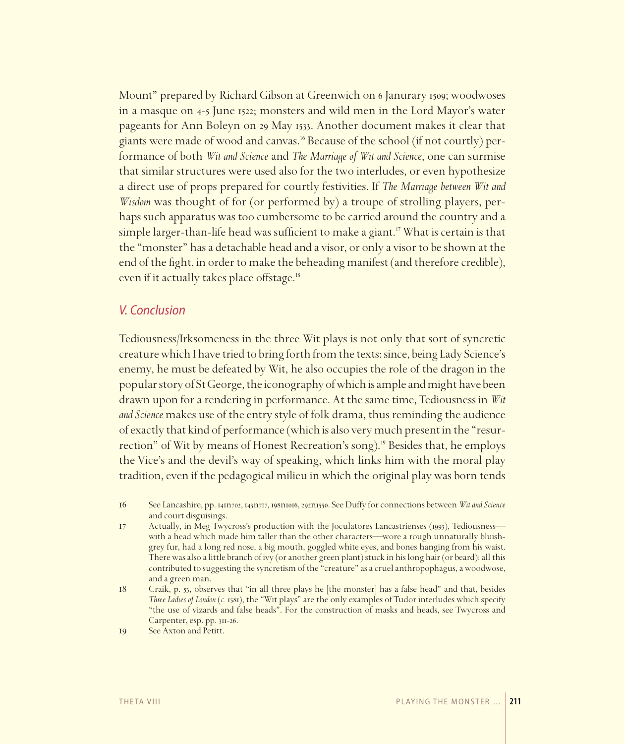Mount" prepared by Richard Gibson at Greenwich on 6 Janurary 1509; woodwoses in a masque on 4-5 June 1522; monsters and wild men in the Lord Mayor's water pageants for Ann Boleyn on 29 May 1533. Another document makes it clear that giants were made of wood and canvas.[16] Because of the school (if not courtly) performance of both *Wit and Science* and *The Marriage of Wit and Science*, one can surmise that similar structures were used also for the two interludes, or even hypothesize a direct use of props prepared for courtly festivities. If *The Marriage between Wit and Wisdom* was thought of for (or performed by) a troupe of strolling players, perhaps such apparatus was too cumbersome to be carried around the country and a simple larger-than-life head was sufficient to make a giant.[17] What is certain is that the "monster" has a detachable head and a visor, or only a visor to be shown at the end of the fight, in order to make the beheading manifest (and therefore credible), even if it actually takes place offstage.[18]

## V. Conclusion

Tediousness/Irksomeness in the three Wit plays is not only that sort of syncretic creature which I have tried to bring forth from the texts: since, being Lady Science's enemy, he must be defeated by Wit, he also occupies the role of the dragon in the popular story of St George, the iconography of which is ample and might have been drawn upon for a rendering in performance. At the same time, Tediousness in *Wit and Science* makes use of the entry style of folk drama, thus reminding the audience of exactly that kind of performance (which is also very much present in the "resurrection" of Wit by means of Honest Recreation's song).[19] Besides that, he employs the Vice's and the devil's way of speaking, which links him with the moral play tradition, even if the pedagogical milieu in which the original play was born tends

16 See Lancashire, pp. 141n702, 143n717, 198n1016, 292n1550. See Duffy for connections between *Wit and Science* and court disguisings.

17 Actually, in Meg Twycross's production with the Joculatores Lancastrienses (1993), Tediousness—with a head which made him taller than the other characters—wore a rough unnaturally bluish-grey fur, had a long red nose, a big mouth, goggled white eyes, and bones hanging from his waist. There was also a little branch of ivy (or another green plant) stuck in his long hair (or beard): all this contributed to suggesting the syncretism of the "creature" as a cruel anthropophagus, a woodwose, and a green man.

18 Craik, p. 53, observes that "in all three plays he [the monster] has a false head" and that, besides *Three Ladies of London* (*c.* 1581), the "Wit plays" are the only examples of Tudor interludes which specify "the use of vizards and false heads". For the construction of masks and heads, see Twycross and Carpenter, esp. pp. 311-26.

19 See Axton and Petitt.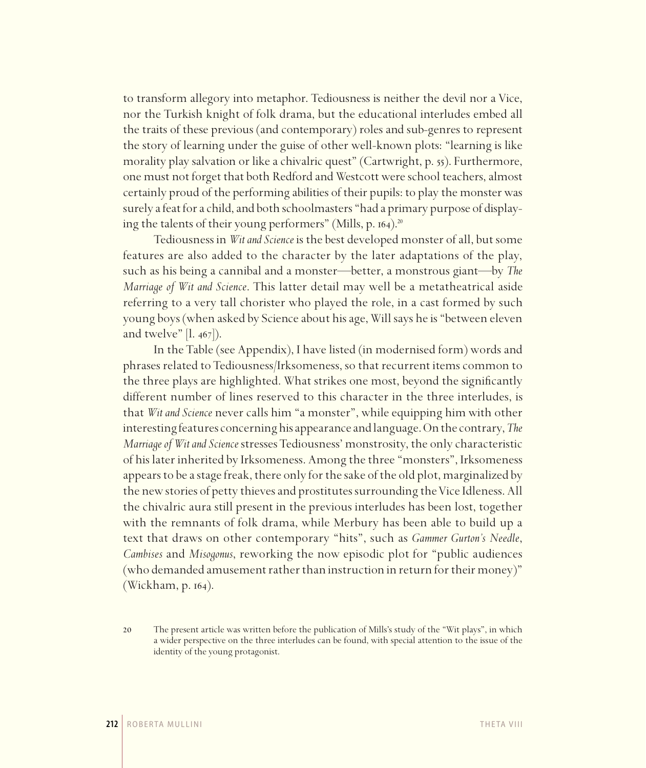to transform allegory into metaphor. Tediousness is neither the devil nor a Vice, nor the Turkish knight of folk drama, but the educational interludes embed all the traits of these previous (and contemporary) roles and sub-genres to represent the story of learning under the guise of other well-known plots: "learning is like morality play salvation or like a chivalric quest" (Cartwright, p. 55). Furthermore, one must not forget that both Redford and Westcott were school teachers, almost certainly proud of the performing abilities of their pupils: to play the monster was surely a feat for a child, and both schoolmasters "had a primary purpose of displaying the talents of their young performers" (Mills, p. 164).[20]

Tediousness in *Wit and Science* is the best developed monster of all, but some features are also added to the character by the later adaptations of the play, such as his being a cannibal and a monster—better, a monstrous giant—by *The Marriage of Wit and Science*. This latter detail may well be a metatheatrical aside referring to a very tall chorister who played the role, in a cast formed by such young boys (when asked by Science about his age, Will says he is "between eleven and twelve" [l. 467]).

In the Table (see Appendix), I have listed (in modernised form) words and phrases related to Tediousness/Irksomeness, so that recurrent items common to the three plays are highlighted. What strikes one most, beyond the significantly different number of lines reserved to this character in the three interludes, is that *Wit and Science* never calls him "a monster", while equipping him with other interesting features concerning his appearance and language. On the contrary, *The Marriage of Wit and Science* stresses Tediousness' monstrosity, the only characteristic of his later inherited by Irksomeness. Among the three "monsters", Irksomeness appears to be a stage freak, there only for the sake of the old plot, marginalized by the new stories of petty thieves and prostitutes surrounding the Vice Idleness. All the chivalric aura still present in the previous interludes has been lost, together with the remnants of folk drama, while Merbury has been able to build up a text that draws on other contemporary "hits", such as *Gammer Gurton's Needle*, *Cambises* and *Misogonus*, reworking the now episodic plot for "public audiences (who demanded amusement rather than instruction in return for their money)" (Wickham, p. 164).

20 The present article was written before the publication of Mills's study of the "Wit plays", in which a wider perspective on the three interludes can be found, with special attention to the issue of the identity of the young protagonist.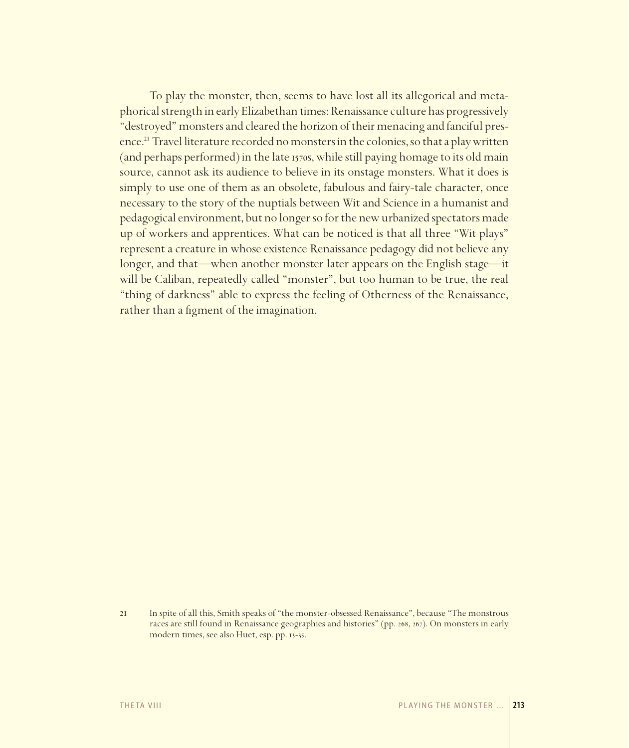To play the monster, then, seems to have lost all its allegorical and metaphorical strength in early Elizabethan times: Renaissance culture has progressively "destroyed" monsters and cleared the horizon of their menacing and fanciful presence.[21] Travel literature recorded no monsters in the colonies, so that a play written (and perhaps performed) in the late 1570s, while still paying homage to its old main source, cannot ask its audience to believe in its onstage monsters. What it does is simply to use one of them as an obsolete, fabulous and fairy-tale character, once necessary to the story of the nuptials between Wit and Science in a humanist and pedagogical environment, but no longer so for the new urbanized spectators made up of workers and apprentices. What can be noticed is that all three "Wit plays" represent a creature in whose existence Renaissance pedagogy did not believe any longer, and that—when another monster later appears on the English stage—it will be Caliban, repeatedly called "monster", but too human to be true, the real "thing of darkness" able to express the feeling of Otherness of the Renaissance, rather than a figment of the imagination.

21 In spite of all this, Smith speaks of "the monster-obsessed Renaissance", because "The monstrous races are still found in Renaissance geographies and histories" (pp. 268, 267). On monsters in early modern times, see also Huet, esp. pp. 13-35.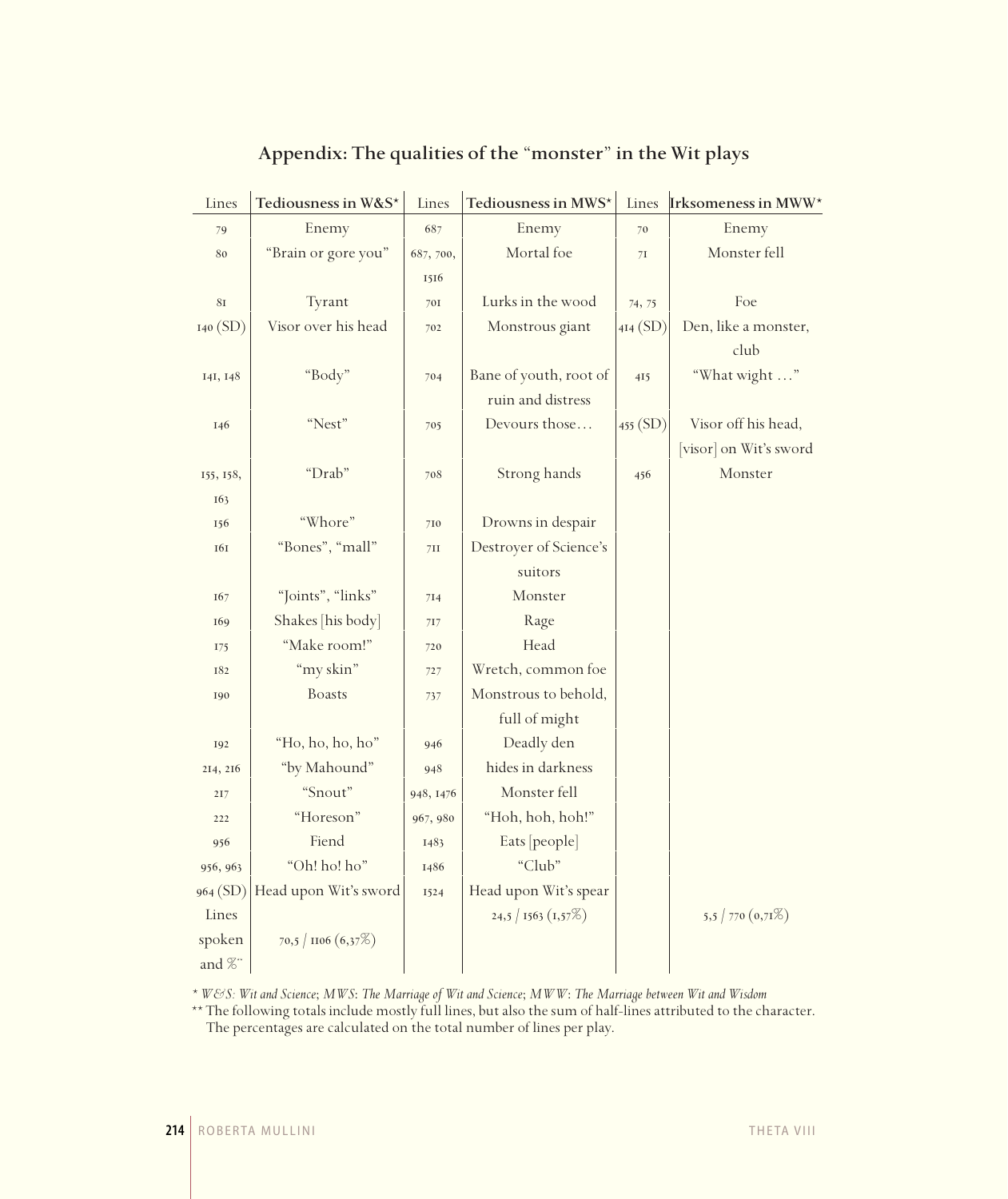## Appendix: The qualities of the "monster" in the Wit plays

| Lines | Tediousness in W&S* | Lines | Tediousness in MWS* | Lines | Irksomeness in MWW* |
|---|---|---|---|---|---|
| 79 | Enemy | 687 | Enemy | 70 | Enemy |
| 80 | "Brain or gore you" | 687, 700, 1516 | Mortal foe | 71 | Monster fell |
| 81 | Tyrant | 701 | Lurks in the wood | 74, 75 | Foe |
| 140 (SD) | Visor over his head | 702 | Monstrous giant | 414 (SD) | Den, like a monster, club |
| 141, 148 | "Body" | 704 | Bane of youth, root of ruin and distress | 415 | "What wight …" |
| 146 | "Nest" | 705 | Devours those… | 455 (SD) | Visor off his head, [visor] on Wit's sword |
| 155, 158, 163 | "Drab" | 708 | Strong hands | 456 | Monster |
| 156 | "Whore" | 710 | Drowns in despair | | |
| 161 | "Bones", "mall" | 711 | Destroyer of Science's suitors | | |
| 167 | "Joints", "links" | 714 | Monster | | |
| 169 | Shakes [his body] | 717 | Rage | | |
| 175 | "Make room!" | 720 | Head | | |
| 182 | "my skin" | 727 | Wretch, common foe | | |
| 190 | Boasts | 737 | Monstrous to behold, full of might | | |
| 192 | "Ho, ho, ho, ho" | 946 | Deadly den | | |
| 214, 216 | "by Mahound" | 948 | hides in darkness | | |
| 217 | "Snout" | 948, 1476 | Monster fell | | |
| 222 | "Horeson" | 967, 980 | "Hoh, hoh, hoh!" | | |
| 956 | Fiend | 1483 | Eats [people] | | |
| 956, 963 | "Oh! ho! ho" | 1486 | "Club" | | |
| 964 (SD) | Head upon Wit's sword | 1524 | Head upon Wit's spear | | |
| Lines spoken and %** | 70,5 / 1106 (6,37%) | | 24,5 / 1563 (1,57%) | | 5,5 / 770 (0,71%) |

\* *W&S: Wit and Science*; *MWS*: *The Marriage of Wit and Science*; *MWW*: *The Marriage between Wit and Wisdom*

\*\* The following totals include mostly full lines, but also the sum of half-lines attributed to the character. The percentages are calculated on the total number of lines per play.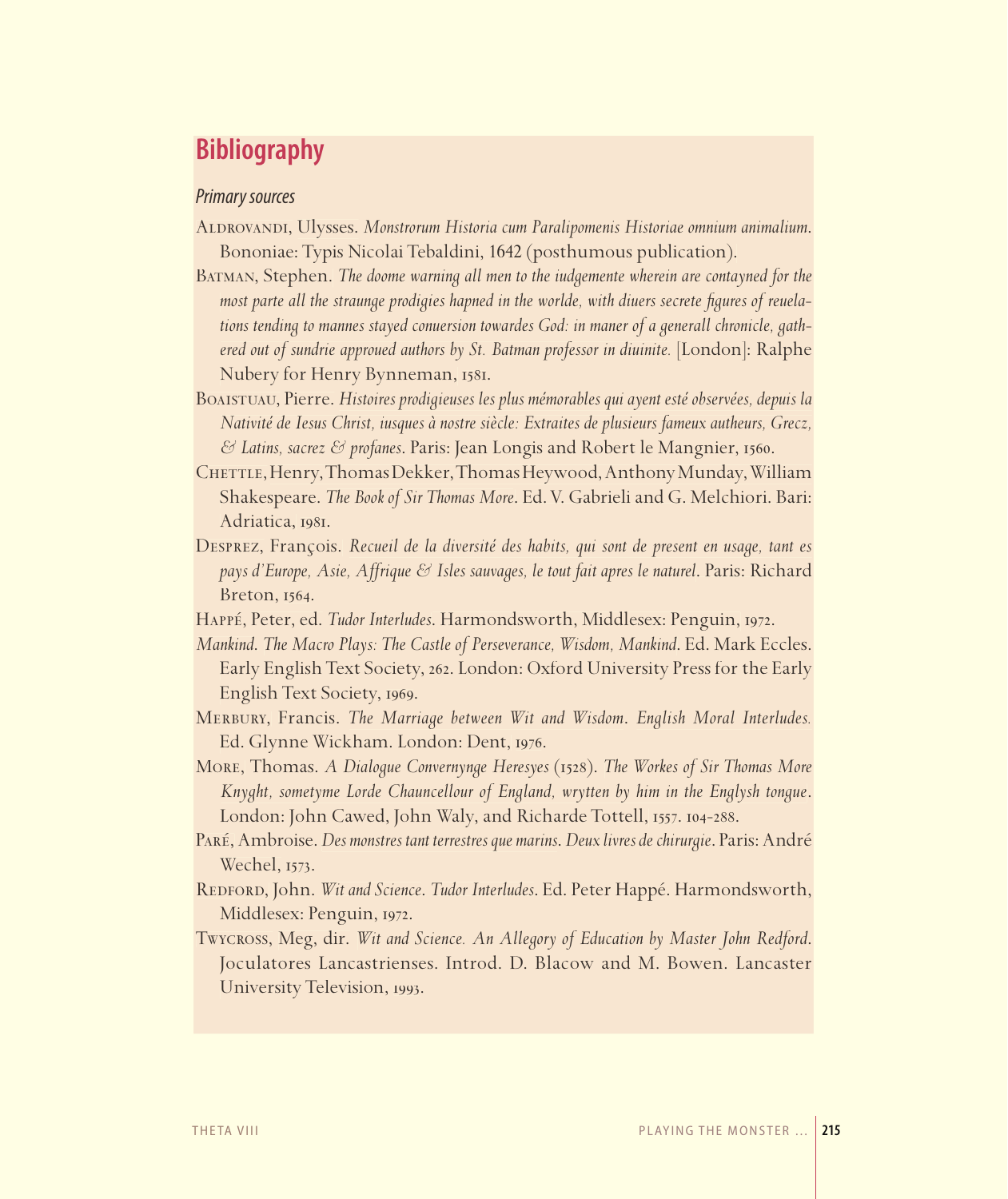## Bibliography

### *Primary sources*

Aldrovandi, Ulysses. *Monstrorum Historia cum Paralipomenis Historiae omnium animalium*. Bononiae: Typis Nicolai Tebaldini, 1642 (posthumous publication).

Batman, Stephen. *The doome warning all men to the iudgemente wherein are contayned for the most parte all the straunge prodigies hapned in the worlde, with diuers secrete figures of reuelations tending to mannes stayed conuersion towardes God: in maner of a generall chronicle, gathered out of sundrie approued authors by St. Batman professor in diuinite.* [London]: Ralphe Nubery for Henry Bynneman, 1581.

Boaistuau, Pierre. *Histoires prodigieuses les plus mémorables qui ayent esté observées, depuis la Nativité de Iesus Christ, iusques à nostre siècle: Extraites de plusieurs fameux autheurs, Grecz, & Latins, sacrez & profanes*. Paris: Jean Longis and Robert le Mangnier, 1560.

Chettle, Henry, Thomas Dekker, Thomas Heywood, Anthony Munday, William Shakespeare. *The Book of Sir Thomas More*. Ed. V. Gabrieli and G. Melchiori. Bari: Adriatica, 1981.

Desprez, François. *Recueil de la diversité des habits, qui sont de present en usage, tant es pays d'Europe, Asie, Affrique & Isles sauvages, le tout fait apres le naturel*. Paris: Richard Breton, 1564.

Happé, Peter, ed. *Tudor Interludes*. Harmondsworth, Middlesex: Penguin, 1972.

*Mankind*. *The Macro Plays: The Castle of Perseverance, Wisdom, Mankind*. Ed. Mark Eccles. Early English Text Society, 262. London: Oxford University Press for the Early English Text Society, 1969.

Merbury, Francis. *The Marriage between Wit and Wisdom*. *English Moral Interludes.* Ed. Glynne Wickham. London: Dent, 1976.

More, Thomas. *A Dialogue Convernynge Heresyes* (1528). *The Workes of Sir Thomas More Knyght, sometyme Lorde Chauncellour of England, wrytten by him in the Englysh tongue*. London: John Cawed, John Waly, and Richarde Tottell, 1557. 104-288.

Paré, Ambroise. *Des monstres tant terrestres que marins*. *Deux livres de chirurgie*. Paris: André Wechel, 1573.

Redford, John. *Wit and Science*. *Tudor Interludes*. Ed. Peter Happé. Harmondsworth, Middlesex: Penguin, 1972.

Twycross, Meg, dir. *Wit and Science. An Allegory of Education by Master John Redford*. Joculatores Lancastrienses. Introd. D. Blacow and M. Bowen. Lancaster University Television, 1993.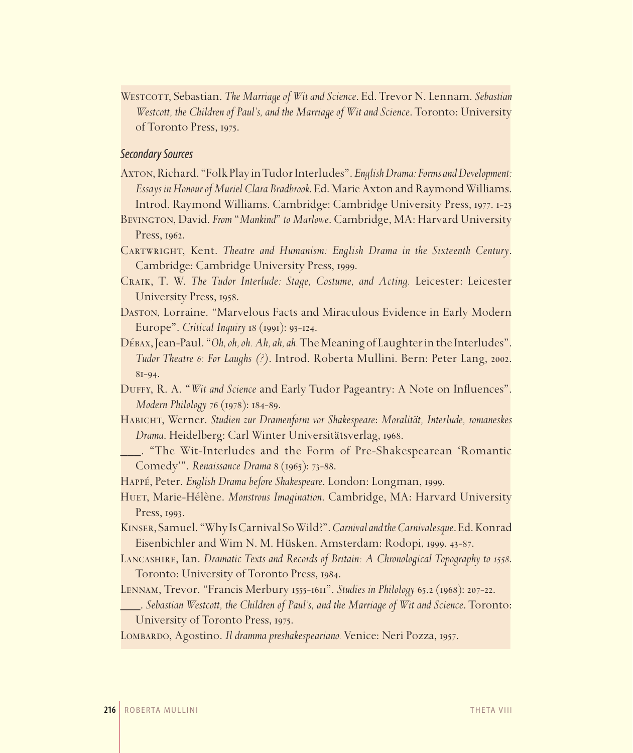Westcott, Sebastian. *The Marriage of Wit and Science*. Ed. Trevor N. Lennam. *Sebastian Westcott, the Children of Paul's, and the Marriage of Wit and Science*. Toronto: University of Toronto Press, 1975.

### *Secondary Sources*

Axton, Richard. "Folk Play in Tudor Interludes". *English Drama: Forms and Development: Essays in Honour of Muriel Clara Bradbrook*. Ed. Marie Axton and Raymond Williams. Introd. Raymond Williams. Cambridge: Cambridge University Press, 1977. 1-23

Bevington, David. *From "Mankind" to Marlowe*. Cambridge, MA: Harvard University Press, 1962.

Cartwright, Kent. *Theatre and Humanism: English Drama in the Sixteenth Century*. Cambridge: Cambridge University Press, 1999.

Craik, T. W. *The Tudor Interlude: Stage, Costume, and Acting.* Leicester: Leicester University Press, 1958.

Daston, Lorraine. "Marvelous Facts and Miraculous Evidence in Early Modern Europe". *Critical Inquiry* 18 (1991): 93-124.

Débax, Jean-Paul. "*Oh, oh, oh. Ah, ah, ah.* The Meaning of Laughter in the Interludes". *Tudor Theatre 6: For Laughs (?)*. Introd. Roberta Mullini. Bern: Peter Lang, 2002. 81-94.

Duffy, R. A. "*Wit and Science* and Early Tudor Pageantry: A Note on Influences". *Modern Philology* 76 (1978): 184-89.

Habicht, Werner. *Studien zur Dramenform vor Shakespeare*: *Moralität, Interlude, romaneskes Drama*. Heidelberg: Carl Winter Universitätsverlag, 1968.

___. "The Wit-Interludes and the Form of Pre-Shakespearean 'Romantic Comedy'". *Renaissance Drama* 8 (1965): 73-88.

Happé, Peter. *English Drama before Shakespeare*. London: Longman, 1999.

Huet, Marie-Hélène. *Monstrous Imagination*. Cambridge, MA: Harvard University Press, 1993.

Kinser, Samuel. "Why Is Carnival So Wild?". *Carnival and the Carnivalesque*. Ed. Konrad Eisenbichler and Wim N. M. Hüsken. Amsterdam: Rodopi, 1999. 43-87.

Lancashire, Ian. *Dramatic Texts and Records of Britain: A Chronological Topography to 1558*. Toronto: University of Toronto Press, 1984.

Lennam, Trevor. "Francis Merbury 1555-1611". *Studies in Philology* 65.2 (1968): 207-22.

___. *Sebastian Westcott, the Children of Paul's, and the Marriage of Wit and Science*. Toronto: University of Toronto Press, 1975.

Lombardo, Agostino. *Il dramma preshakespeariano.* Venice: Neri Pozza, 1957.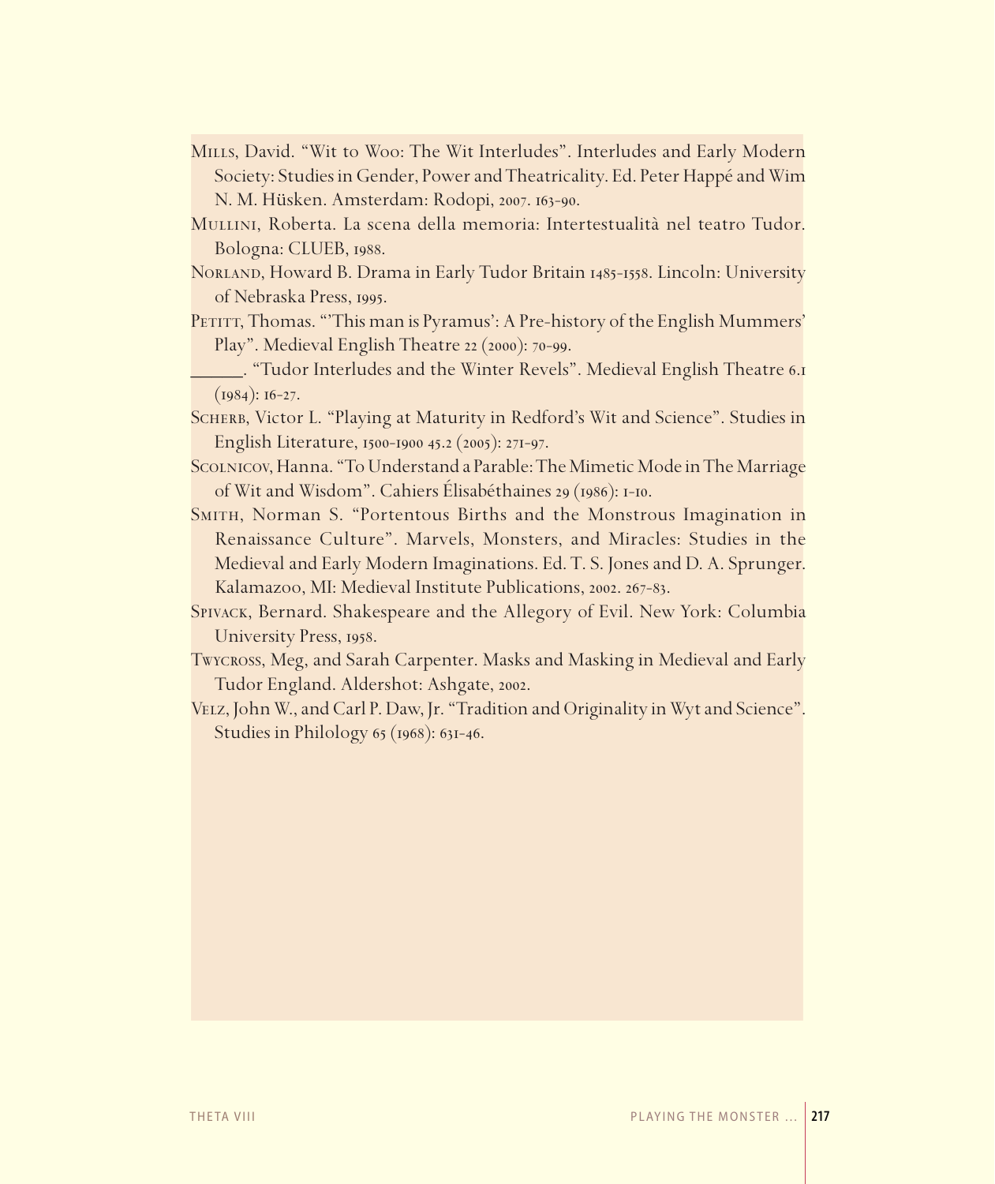Mills, David. "Wit to Woo: The Wit Interludes". Interludes and Early Modern Society: Studies in Gender, Power and Theatricality. Ed. Peter Happé and Wim N. M. Hüsken. Amsterdam: Rodopi, 2007. 163-90.

Mullini, Roberta. La scena della memoria: Intertestualità nel teatro Tudor. Bologna: CLUEB, 1988.

Norland, Howard B. Drama in Early Tudor Britain 1485-1558. Lincoln: University of Nebraska Press, 1995.

Petitt, Thomas. "'This man is Pyramus': A Pre-history of the English Mummers' Play". Medieval English Theatre 22 (2000): 70-99.

\_\_\_\_\_\_. "Tudor Interludes and the Winter Revels". Medieval English Theatre 6.1 (1984): 16-27.

Scherb, Victor L. "Playing at Maturity in Redford's Wit and Science". Studies in English Literature, 1500-1900 45.2 (2005): 271-97.

Scolnicov, Hanna. "To Understand a Parable: The Mimetic Mode in The Marriage of Wit and Wisdom". Cahiers Élisabéthaines 29 (1986): 1-10.

Smith, Norman S. "Portentous Births and the Monstrous Imagination in Renaissance Culture". Marvels, Monsters, and Miracles: Studies in the Medieval and Early Modern Imaginations. Ed. T. S. Jones and D. A. Sprunger. Kalamazoo, MI: Medieval Institute Publications, 2002. 267-83.

Spivack, Bernard. Shakespeare and the Allegory of Evil. New York: Columbia University Press, 1958.

Twycross, Meg, and Sarah Carpenter. Masks and Masking in Medieval and Early Tudor England. Aldershot: Ashgate, 2002.

Velz, John W., and Carl P. Daw, Jr. "Tradition and Originality in Wyt and Science". Studies in Philology 65 (1968): 631-46.